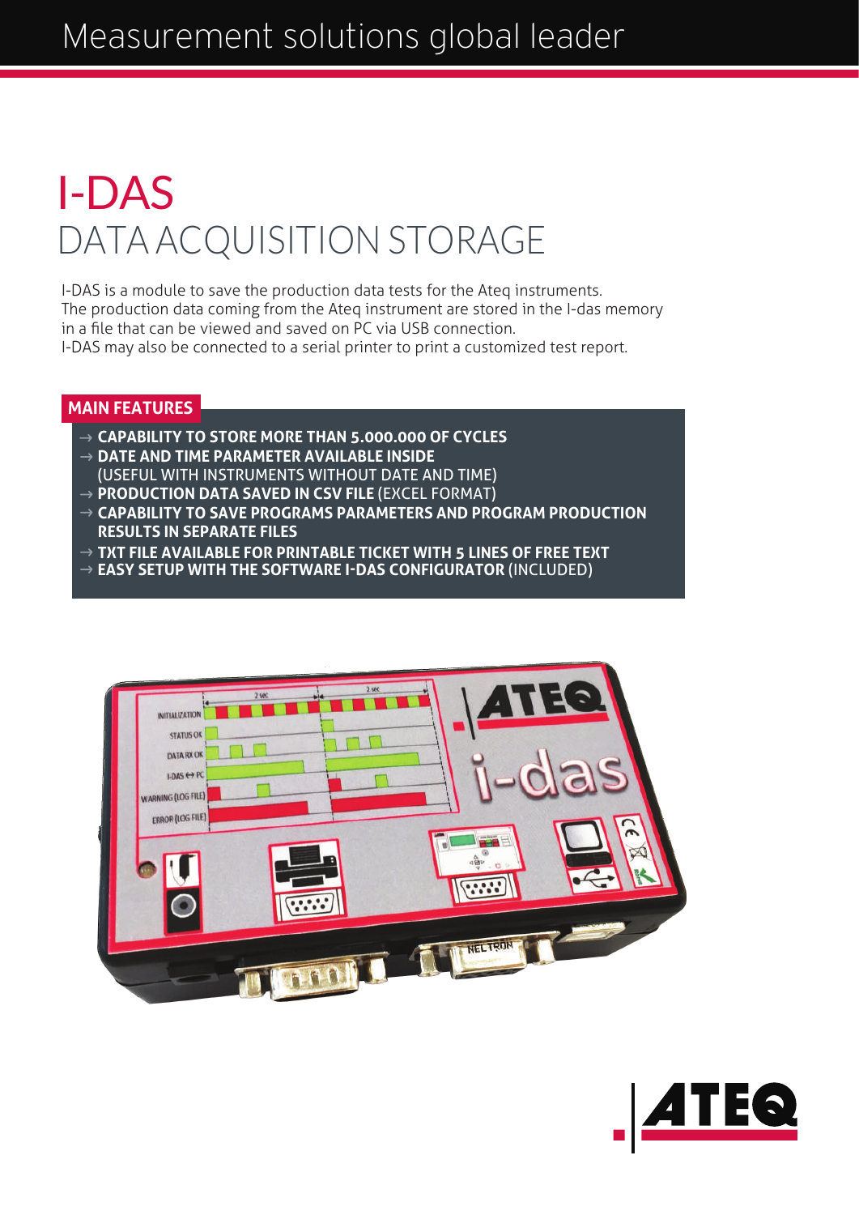Measurement solutions global leader

# I-DAS

## DATA ACQUISITION STORAGE

I-DAS is a module to save the production data tests for the Ateq instruments.
The production data coming from the Ateq instrument are stored in the I-das memory in a file that can be viewed and saved on PC via USB connection.
I-DAS may also be connected to a serial printer to print a customized test report.

### MAIN FEATURES

- → **CAPABILITY TO STORE MORE THAN 5.000.000 OF CYCLES**
- → **DATE AND TIME PARAMETER AVAILABLE INSIDE** (USEFUL WITH INSTRUMENTS WITHOUT DATE AND TIME)
- → **PRODUCTION DATA SAVED IN CSV FILE** (EXCEL FORMAT)
- → **CAPABILITY TO SAVE PROGRAMS PARAMETERS AND PROGRAM PRODUCTION RESULTS IN SEPARATE FILES**
- → **TXT FILE AVAILABLE FOR PRINTABLE TICKET WITH 5 LINES OF FREE TEXT**
- → **EASY SETUP WITH THE SOFTWARE I-DAS CONFIGURATOR** (INCLUDED)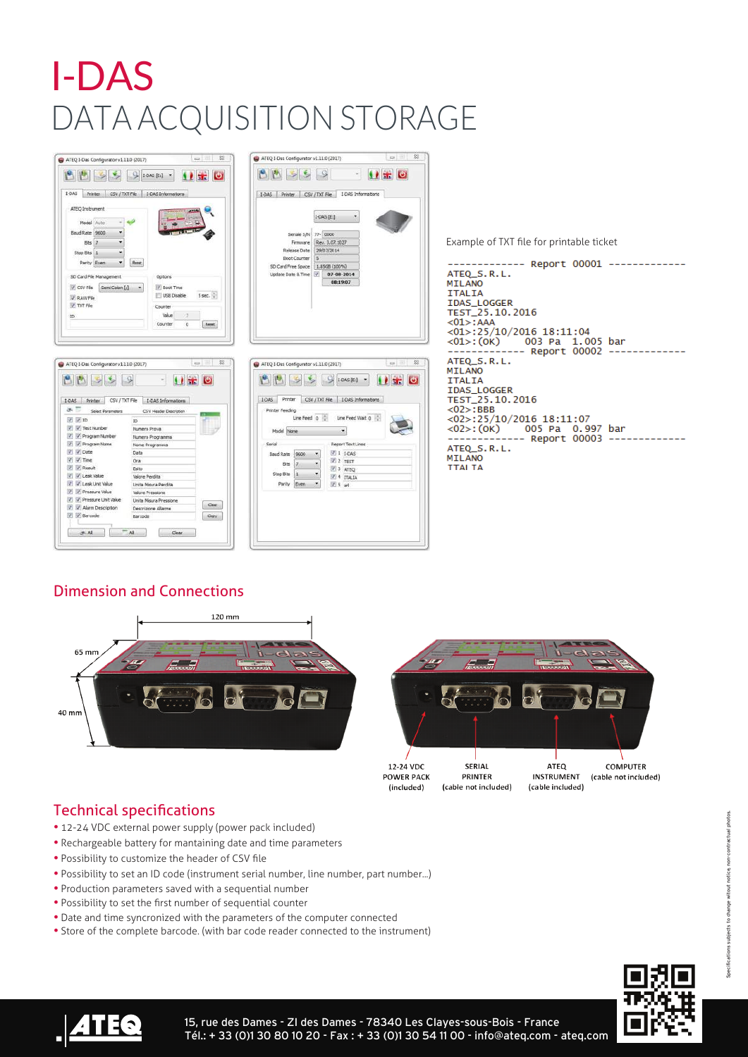# I-DAS

## DATA ACQUISITION STORAGE

Example of TXT file for printable ticket

```
------------- Report 00001 -------------
ATEQ_S.R.L.
MILANO
ITALIA
IDAS_LOGGER
TEST_25.10.2016
<01>:AAA
<01>:25/10/2016 18:11:04
<01>:(OK)     003 Pa  1.005 bar
------------- Report 00002 -------------
ATEQ_S.R.L.
MILANO
ITALIA
IDAS_LOGGER
TEST_25.10.2016
<02>:BBB
<02>:25/10/2016 18:11:07
<02>:(OK)     005 Pa  0.997 bar
------------- Report 00003 -------------
ATEQ_S.R.L.
MILANO
ITALIA
```

## Dimension and Connections

120 mm

65 mm

40 mm

12-24 VDC POWER PACK (included)

SERIAL PRINTER (cable not included)

ATEQ INSTRUMENT (cable included)

COMPUTER (cable not included)

## Technical specifications

- 12-24 VDC external power supply (power pack included)
- Rechargeable battery for mantaining date and time parameters
- Possibility to customize the header of CSV file
- Possibility to set an ID code (instrument serial number, line number, part number...)
- Production parameters saved with a sequential number
- Possibility to set the first number of sequential counter
- Date and time syncronized with the parameters of the computer connected
- Store of the complete barcode. (with bar code reader connected to the instrument)

Specifications subjects to change without notice, non-contractual photos.

ATEQ

15, rue des Dames - ZI des Dames - 78340 Les Clayes-sous-Bois - France
Tél.: + 33 (0)1 30 80 10 20 - Fax : + 33 (0)1 30 54 11 00 - info@ateq.com - ateq.com